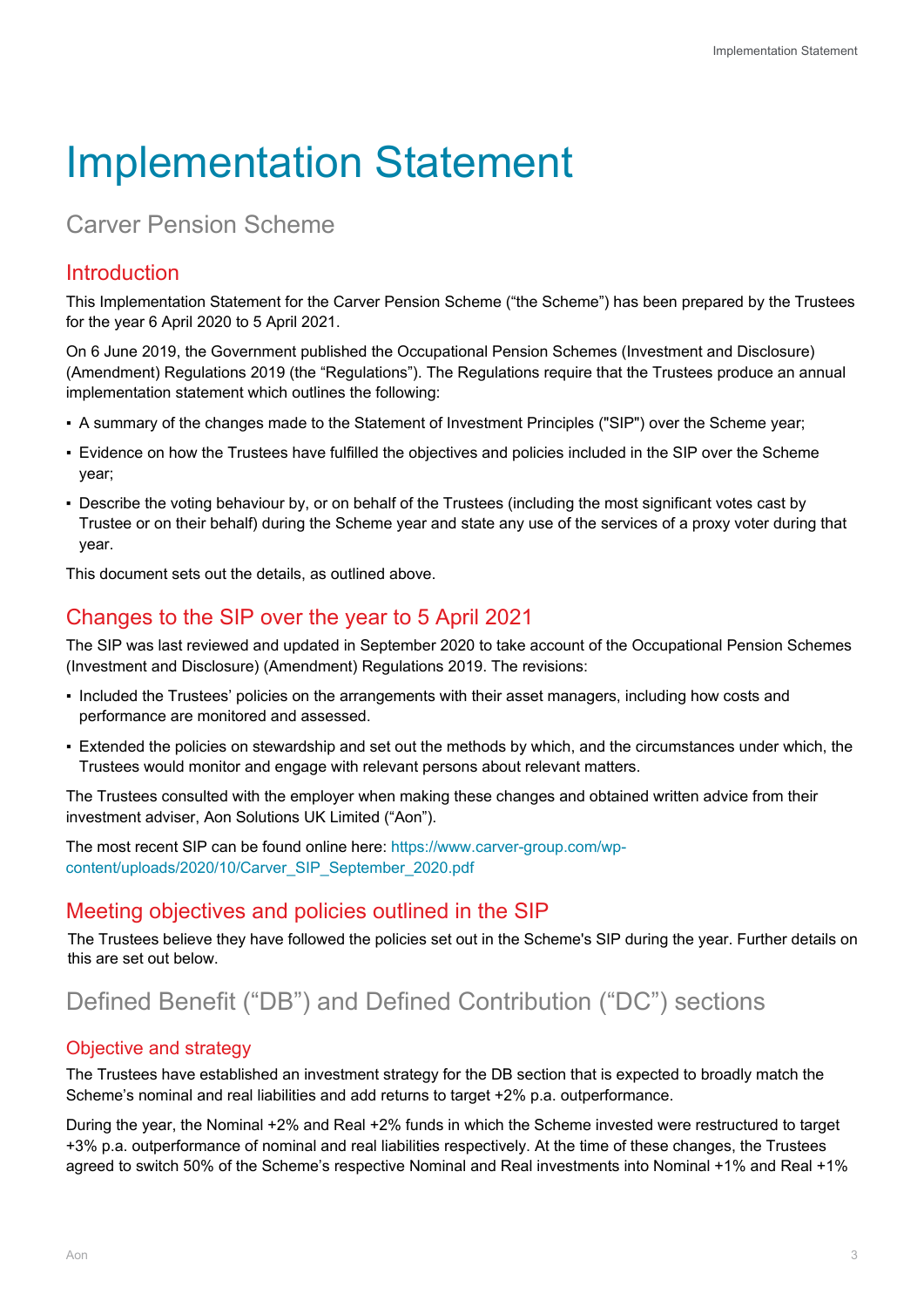# Implementation Statement

## Carver Pension Scheme

### Introduction

This Implementation Statement for the Carver Pension Scheme ("the Scheme") has been prepared by the Trustees for the year 6 April 2020 to 5 April 2021.

On 6 June 2019, the Government published the Occupational Pension Schemes (Investment and Disclosure) (Amendment) Regulations 2019 (the "Regulations"). The Regulations require that the Trustees produce an annual implementation statement which outlines the following:

- A summary of the changes made to the Statement of Investment Principles ("SIP") over the Scheme year;
- Evidence on how the Trustees have fulfilled the objectives and policies included in the SIP over the Scheme year;
- Describe the voting behaviour by, or on behalf of the Trustees (including the most significant votes cast by Trustee or on their behalf) during the Scheme year and state any use of the services of a proxy voter during that year.

This document sets out the details, as outlined above.

### Changes to the SIP over the year to 5 April 2021

The SIP was last reviewed and updated in September 2020 to take account of the Occupational Pension Schemes (Investment and Disclosure) (Amendment) Regulations 2019. The revisions:

- Included the Trustees' policies on the arrangements with their asset managers, including how costs and performance are monitored and assessed.
- Extended the policies on stewardship and set out the methods by which, and the circumstances under which, the Trustees would monitor and engage with relevant persons about relevant matters.

The Trustees consulted with the employer when making these changes and obtained written advice from their investment adviser, Aon Solutions UK Limited ("Aon").

The most recent SIP can be found online here: https://www.carver-group.com/wp-content/uploads/2020/10/Carver_SIP_September_2020.pdf

### Meeting objectives and policies outlined in the SIP

The Trustees believe they have followed the policies set out in the Scheme's SIP during the year. Further details on this are set out below.

## Defined Benefit ("DB") and Defined Contribution ("DC") sections

### Objective and strategy

The Trustees have established an investment strategy for the DB section that is expected to broadly match the Scheme's nominal and real liabilities and add returns to target +2% p.a. outperformance.

During the year, the Nominal +2% and Real +2% funds in which the Scheme invested were restructured to target +3% p.a. outperformance of nominal and real liabilities respectively. At the time of these changes, the Trustees agreed to switch 50% of the Scheme's respective Nominal and Real investments into Nominal +1% and Real +1%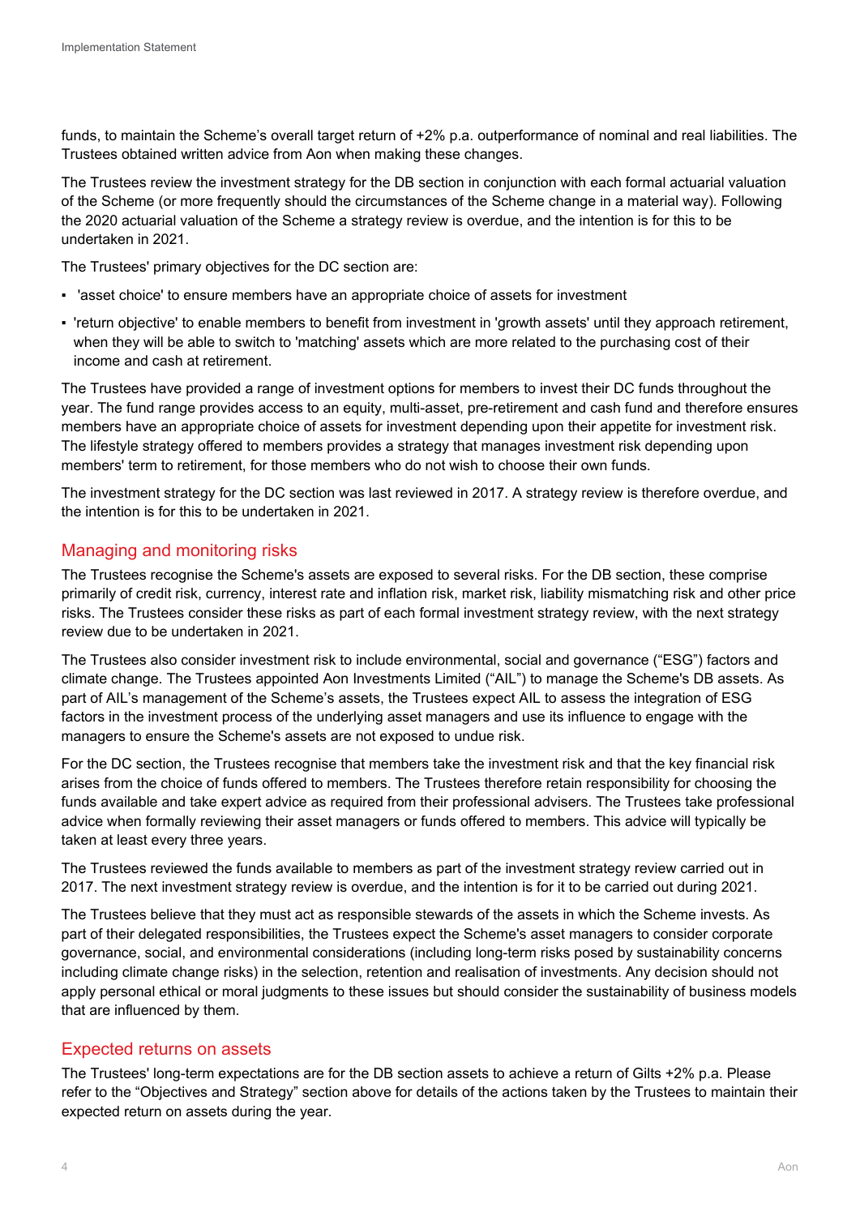funds, to maintain the Scheme's overall target return of +2% p.a. outperformance of nominal and real liabilities. The Trustees obtained written advice from Aon when making these changes.

The Trustees review the investment strategy for the DB section in conjunction with each formal actuarial valuation of the Scheme (or more frequently should the circumstances of the Scheme change in a material way). Following the 2020 actuarial valuation of the Scheme a strategy review is overdue, and the intention is for this to be undertaken in 2021.

The Trustees' primary objectives for the DC section are:

- 'asset choice' to ensure members have an appropriate choice of assets for investment
- 'return objective' to enable members to benefit from investment in 'growth assets' until they approach retirement, when they will be able to switch to 'matching' assets which are more related to the purchasing cost of their income and cash at retirement.

The Trustees have provided a range of investment options for members to invest their DC funds throughout the year. The fund range provides access to an equity, multi-asset, pre-retirement and cash fund and therefore ensures members have an appropriate choice of assets for investment depending upon their appetite for investment risk. The lifestyle strategy offered to members provides a strategy that manages investment risk depending upon members' term to retirement, for those members who do not wish to choose their own funds.

The investment strategy for the DC section was last reviewed in 2017. A strategy review is therefore overdue, and the intention is for this to be undertaken in 2021.

## Managing and monitoring risks

The Trustees recognise the Scheme's assets are exposed to several risks. For the DB section, these comprise primarily of credit risk, currency, interest rate and inflation risk, market risk, liability mismatching risk and other price risks. The Trustees consider these risks as part of each formal investment strategy review, with the next strategy review due to be undertaken in 2021.

The Trustees also consider investment risk to include environmental, social and governance ("ESG") factors and climate change. The Trustees appointed Aon Investments Limited ("AIL") to manage the Scheme's DB assets. As part of AIL's management of the Scheme's assets, the Trustees expect AIL to assess the integration of ESG factors in the investment process of the underlying asset managers and use its influence to engage with the managers to ensure the Scheme's assets are not exposed to undue risk.

For the DC section, the Trustees recognise that members take the investment risk and that the key financial risk arises from the choice of funds offered to members. The Trustees therefore retain responsibility for choosing the funds available and take expert advice as required from their professional advisers. The Trustees take professional advice when formally reviewing their asset managers or funds offered to members. This advice will typically be taken at least every three years.

The Trustees reviewed the funds available to members as part of the investment strategy review carried out in 2017. The next investment strategy review is overdue, and the intention is for it to be carried out during 2021.

The Trustees believe that they must act as responsible stewards of the assets in which the Scheme invests. As part of their delegated responsibilities, the Trustees expect the Scheme's asset managers to consider corporate governance, social, and environmental considerations (including long-term risks posed by sustainability concerns including climate change risks) in the selection, retention and realisation of investments. Any decision should not apply personal ethical or moral judgments to these issues but should consider the sustainability of business models that are influenced by them.

## Expected returns on assets

The Trustees' long-term expectations are for the DB section assets to achieve a return of Gilts +2% p.a. Please refer to the "Objectives and Strategy" section above for details of the actions taken by the Trustees to maintain their expected return on assets during the year.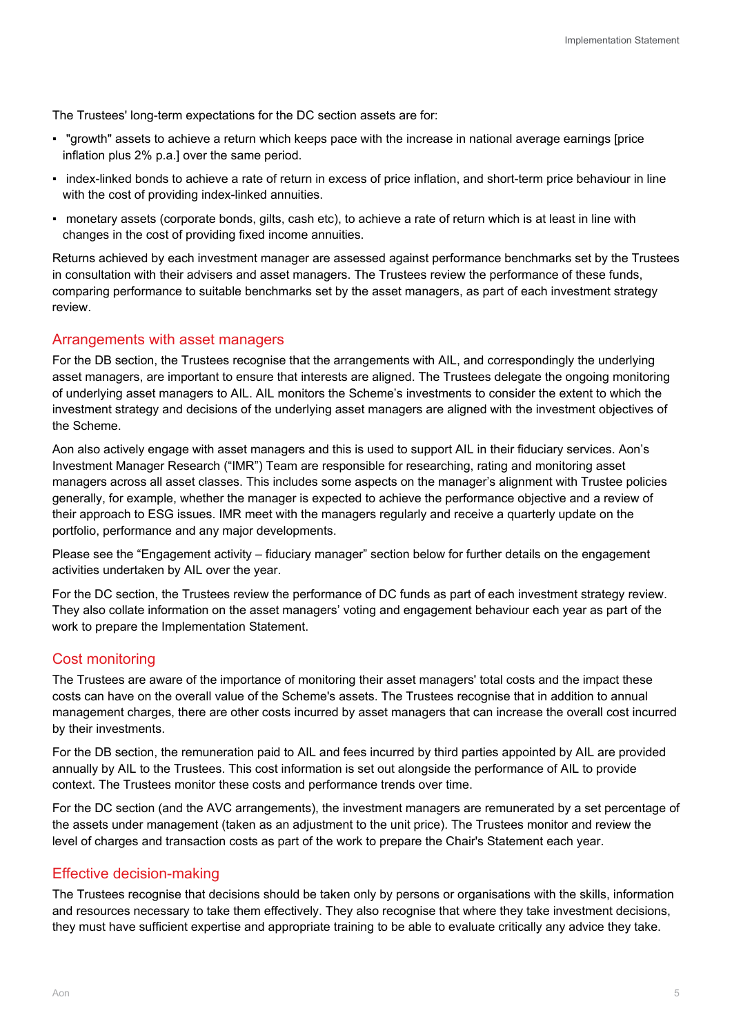The Trustees' long-term expectations for the DC section assets are for:

- "growth" assets to achieve a return which keeps pace with the increase in national average earnings [price inflation plus 2% p.a.] over the same period.
- index-linked bonds to achieve a rate of return in excess of price inflation, and short-term price behaviour in line with the cost of providing index-linked annuities.
- monetary assets (corporate bonds, gilts, cash etc), to achieve a rate of return which is at least in line with changes in the cost of providing fixed income annuities.

Returns achieved by each investment manager are assessed against performance benchmarks set by the Trustees in consultation with their advisers and asset managers. The Trustees review the performance of these funds, comparing performance to suitable benchmarks set by the asset managers, as part of each investment strategy review.

## Arrangements with asset managers

For the DB section, the Trustees recognise that the arrangements with AIL, and correspondingly the underlying asset managers, are important to ensure that interests are aligned. The Trustees delegate the ongoing monitoring of underlying asset managers to AIL. AIL monitors the Scheme's investments to consider the extent to which the investment strategy and decisions of the underlying asset managers are aligned with the investment objectives of the Scheme.

Aon also actively engage with asset managers and this is used to support AIL in their fiduciary services. Aon's Investment Manager Research ("IMR") Team are responsible for researching, rating and monitoring asset managers across all asset classes. This includes some aspects on the manager's alignment with Trustee policies generally, for example, whether the manager is expected to achieve the performance objective and a review of their approach to ESG issues. IMR meet with the managers regularly and receive a quarterly update on the portfolio, performance and any major developments.

Please see the "Engagement activity – fiduciary manager" section below for further details on the engagement activities undertaken by AIL over the year.

For the DC section, the Trustees review the performance of DC funds as part of each investment strategy review. They also collate information on the asset managers' voting and engagement behaviour each year as part of the work to prepare the Implementation Statement.

## Cost monitoring

The Trustees are aware of the importance of monitoring their asset managers' total costs and the impact these costs can have on the overall value of the Scheme's assets. The Trustees recognise that in addition to annual management charges, there are other costs incurred by asset managers that can increase the overall cost incurred by their investments.

For the DB section, the remuneration paid to AIL and fees incurred by third parties appointed by AIL are provided annually by AIL to the Trustees. This cost information is set out alongside the performance of AIL to provide context. The Trustees monitor these costs and performance trends over time.

For the DC section (and the AVC arrangements), the investment managers are remunerated by a set percentage of the assets under management (taken as an adjustment to the unit price). The Trustees monitor and review the level of charges and transaction costs as part of the work to prepare the Chair's Statement each year.

## Effective decision-making

The Trustees recognise that decisions should be taken only by persons or organisations with the skills, information and resources necessary to take them effectively. They also recognise that where they take investment decisions, they must have sufficient expertise and appropriate training to be able to evaluate critically any advice they take.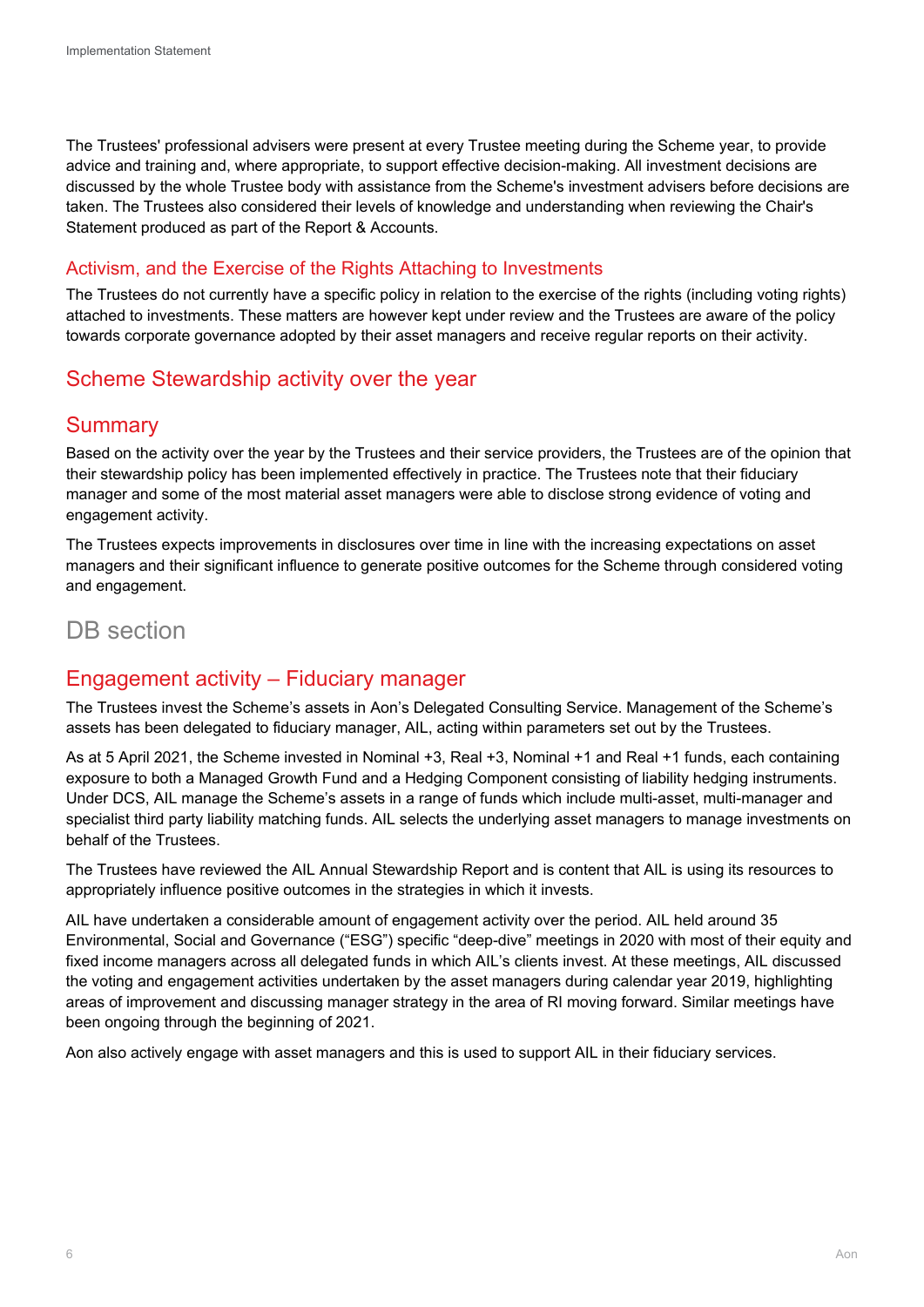The Trustees' professional advisers were present at every Trustee meeting during the Scheme year, to provide advice and training and, where appropriate, to support effective decision-making. All investment decisions are discussed by the whole Trustee body with assistance from the Scheme's investment advisers before decisions are taken. The Trustees also considered their levels of knowledge and understanding when reviewing the Chair's Statement produced as part of the Report & Accounts.

### Activism, and the Exercise of the Rights Attaching to Investments

The Trustees do not currently have a specific policy in relation to the exercise of the rights (including voting rights) attached to investments. These matters are however kept under review and the Trustees are aware of the policy towards corporate governance adopted by their asset managers and receive regular reports on their activity.

## Scheme Stewardship activity over the year

## Summary

Based on the activity over the year by the Trustees and their service providers, the Trustees are of the opinion that their stewardship policy has been implemented effectively in practice. The Trustees note that their fiduciary manager and some of the most material asset managers were able to disclose strong evidence of voting and engagement activity.

The Trustees expects improvements in disclosures over time in line with the increasing expectations on asset managers and their significant influence to generate positive outcomes for the Scheme through considered voting and engagement.

# DB section

## Engagement activity – Fiduciary manager

The Trustees invest the Scheme's assets in Aon's Delegated Consulting Service. Management of the Scheme's assets has been delegated to fiduciary manager, AIL, acting within parameters set out by the Trustees.

As at 5 April 2021, the Scheme invested in Nominal +3, Real +3, Nominal +1 and Real +1 funds, each containing exposure to both a Managed Growth Fund and a Hedging Component consisting of liability hedging instruments. Under DCS, AIL manage the Scheme's assets in a range of funds which include multi-asset, multi-manager and specialist third party liability matching funds. AIL selects the underlying asset managers to manage investments on behalf of the Trustees.

The Trustees have reviewed the AIL Annual Stewardship Report and is content that AIL is using its resources to appropriately influence positive outcomes in the strategies in which it invests.

AIL have undertaken a considerable amount of engagement activity over the period. AIL held around 35 Environmental, Social and Governance ("ESG") specific "deep-dive" meetings in 2020 with most of their equity and fixed income managers across all delegated funds in which AIL's clients invest. At these meetings, AIL discussed the voting and engagement activities undertaken by the asset managers during calendar year 2019, highlighting areas of improvement and discussing manager strategy in the area of RI moving forward. Similar meetings have been ongoing through the beginning of 2021.

Aon also actively engage with asset managers and this is used to support AIL in their fiduciary services.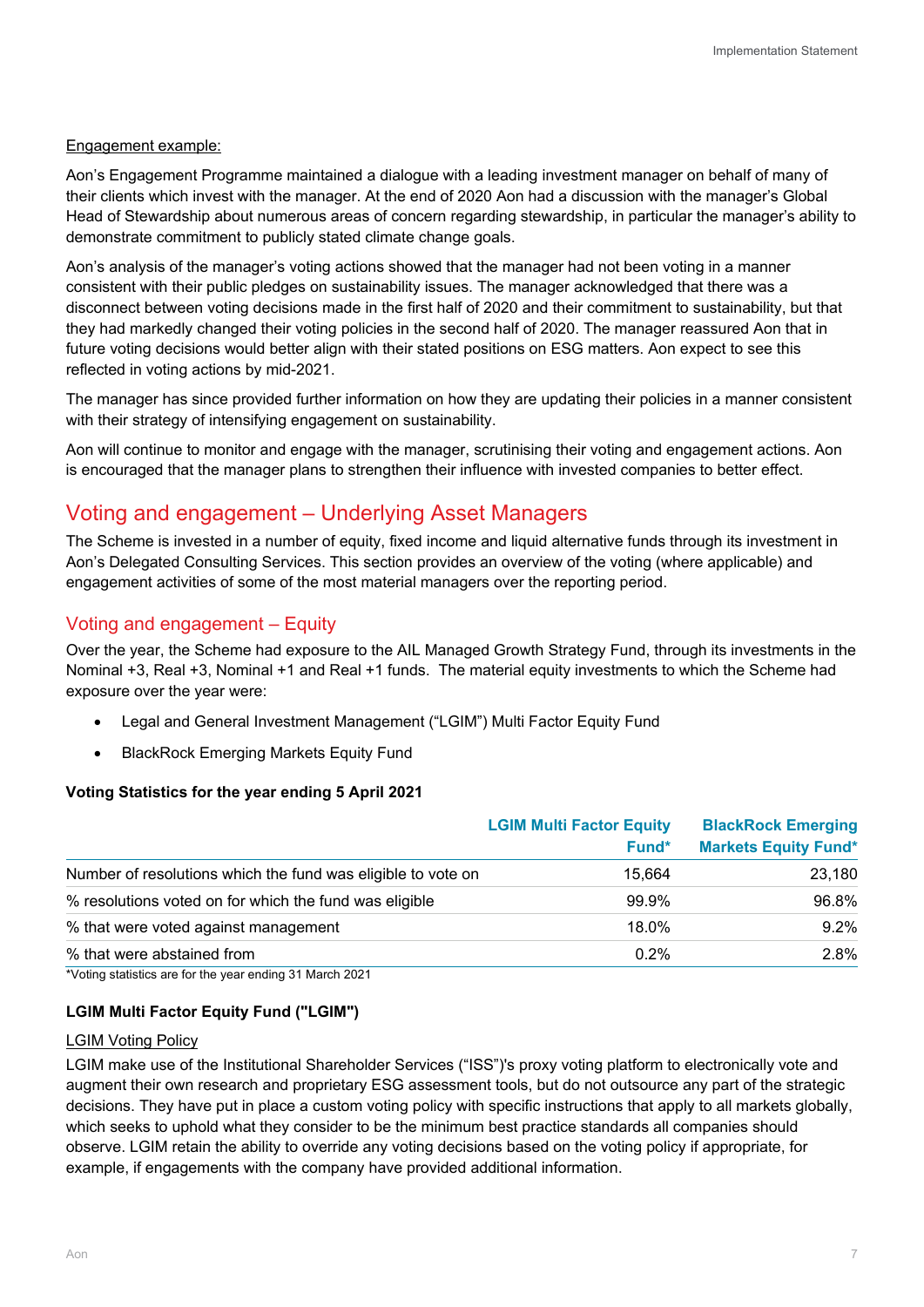Engagement example:

Aon's Engagement Programme maintained a dialogue with a leading investment manager on behalf of many of their clients which invest with the manager. At the end of 2020 Aon had a discussion with the manager's Global Head of Stewardship about numerous areas of concern regarding stewardship, in particular the manager's ability to demonstrate commitment to publicly stated climate change goals.

Aon's analysis of the manager's voting actions showed that the manager had not been voting in a manner consistent with their public pledges on sustainability issues. The manager acknowledged that there was a disconnect between voting decisions made in the first half of 2020 and their commitment to sustainability, but that they had markedly changed their voting policies in the second half of 2020. The manager reassured Aon that in future voting decisions would better align with their stated positions on ESG matters. Aon expect to see this reflected in voting actions by mid-2021.

The manager has since provided further information on how they are updating their policies in a manner consistent with their strategy of intensifying engagement on sustainability.

Aon will continue to monitor and engage with the manager, scrutinising their voting and engagement actions. Aon is encouraged that the manager plans to strengthen their influence with invested companies to better effect.

## Voting and engagement – Underlying Asset Managers

The Scheme is invested in a number of equity, fixed income and liquid alternative funds through its investment in Aon's Delegated Consulting Services. This section provides an overview of the voting (where applicable) and engagement activities of some of the most material managers over the reporting period.

### Voting and engagement – Equity

Over the year, the Scheme had exposure to the AIL Managed Growth Strategy Fund, through its investments in the Nominal +3, Real +3, Nominal +1 and Real +1 funds. The material equity investments to which the Scheme had exposure over the year were:

- Legal and General Investment Management ("LGIM") Multi Factor Equity Fund
- BlackRock Emerging Markets Equity Fund

**Voting Statistics for the year ending 5 April 2021**

| | LGIM Multi Factor Equity Fund* | BlackRock Emerging Markets Equity Fund* |
|---|---|---|
| Number of resolutions which the fund was eligible to vote on | 15,664 | 23,180 |
| % resolutions voted on for which the fund was eligible | 99.9% | 96.8% |
| % that were voted against management | 18.0% | 9.2% |
| % that were abstained from | 0.2% | 2.8% |

*Voting statistics are for the year ending 31 March 2021

**LGIM Multi Factor Equity Fund ("LGIM")**

LGIM Voting Policy

LGIM make use of the Institutional Shareholder Services ("ISS")'s proxy voting platform to electronically vote and augment their own research and proprietary ESG assessment tools, but do not outsource any part of the strategic decisions. They have put in place a custom voting policy with specific instructions that apply to all markets globally, which seeks to uphold what they consider to be the minimum best practice standards all companies should observe. LGIM retain the ability to override any voting decisions based on the voting policy if appropriate, for example, if engagements with the company have provided additional information.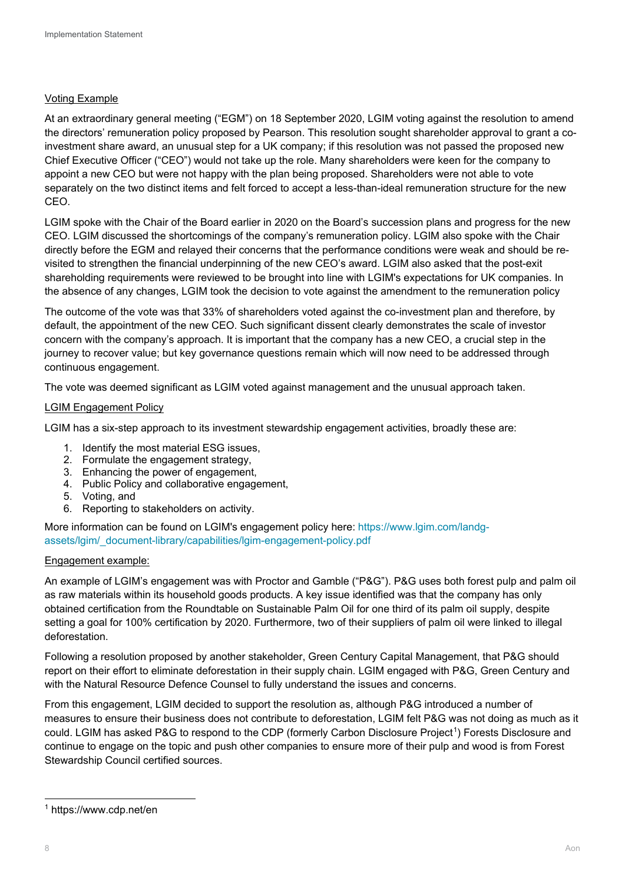Voting Example

At an extraordinary general meeting ("EGM") on 18 September 2020, LGIM voting against the resolution to amend the directors' remuneration policy proposed by Pearson. This resolution sought shareholder approval to grant a co-investment share award, an unusual step for a UK company; if this resolution was not passed the proposed new Chief Executive Officer ("CEO") would not take up the role. Many shareholders were keen for the company to appoint a new CEO but were not happy with the plan being proposed. Shareholders were not able to vote separately on the two distinct items and felt forced to accept a less-than-ideal remuneration structure for the new CEO.

LGIM spoke with the Chair of the Board earlier in 2020 on the Board's succession plans and progress for the new CEO. LGIM discussed the shortcomings of the company's remuneration policy. LGIM also spoke with the Chair directly before the EGM and relayed their concerns that the performance conditions were weak and should be re-visited to strengthen the financial underpinning of the new CEO's award. LGIM also asked that the post-exit shareholding requirements were reviewed to be brought into line with LGIM's expectations for UK companies. In the absence of any changes, LGIM took the decision to vote against the amendment to the remuneration policy

The outcome of the vote was that 33% of shareholders voted against the co-investment plan and therefore, by default, the appointment of the new CEO. Such significant dissent clearly demonstrates the scale of investor concern with the company's approach. It is important that the company has a new CEO, a crucial step in the journey to recover value; but key governance questions remain which will now need to be addressed through continuous engagement.

The vote was deemed significant as LGIM voted against management and the unusual approach taken.

LGIM Engagement Policy

LGIM has a six-step approach to its investment stewardship engagement activities, broadly these are:

1. Identify the most material ESG issues,
2. Formulate the engagement strategy,
3. Enhancing the power of engagement,
4. Public Policy and collaborative engagement,
5. Voting, and
6. Reporting to stakeholders on activity.

More information can be found on LGIM's engagement policy here: https://www.lgim.com/landg-assets/lgim/_document-library/capabilities/lgim-engagement-policy.pdf

Engagement example:

An example of LGIM's engagement was with Proctor and Gamble ("P&G"). P&G uses both forest pulp and palm oil as raw materials within its household goods products. A key issue identified was that the company has only obtained certification from the Roundtable on Sustainable Palm Oil for one third of its palm oil supply, despite setting a goal for 100% certification by 2020. Furthermore, two of their suppliers of palm oil were linked to illegal deforestation.

Following a resolution proposed by another stakeholder, Green Century Capital Management, that P&G should report on their effort to eliminate deforestation in their supply chain. LGIM engaged with P&G, Green Century and with the Natural Resource Defence Counsel to fully understand the issues and concerns.

From this engagement, LGIM decided to support the resolution as, although P&G introduced a number of measures to ensure their business does not contribute to deforestation, LGIM felt P&G was not doing as much as it could. LGIM has asked P&G to respond to the CDP (formerly Carbon Disclosure Project[1]) Forests Disclosure and continue to engage on the topic and push other companies to ensure more of their pulp and wood is from Forest Stewardship Council certified sources.

[1] https://www.cdp.net/en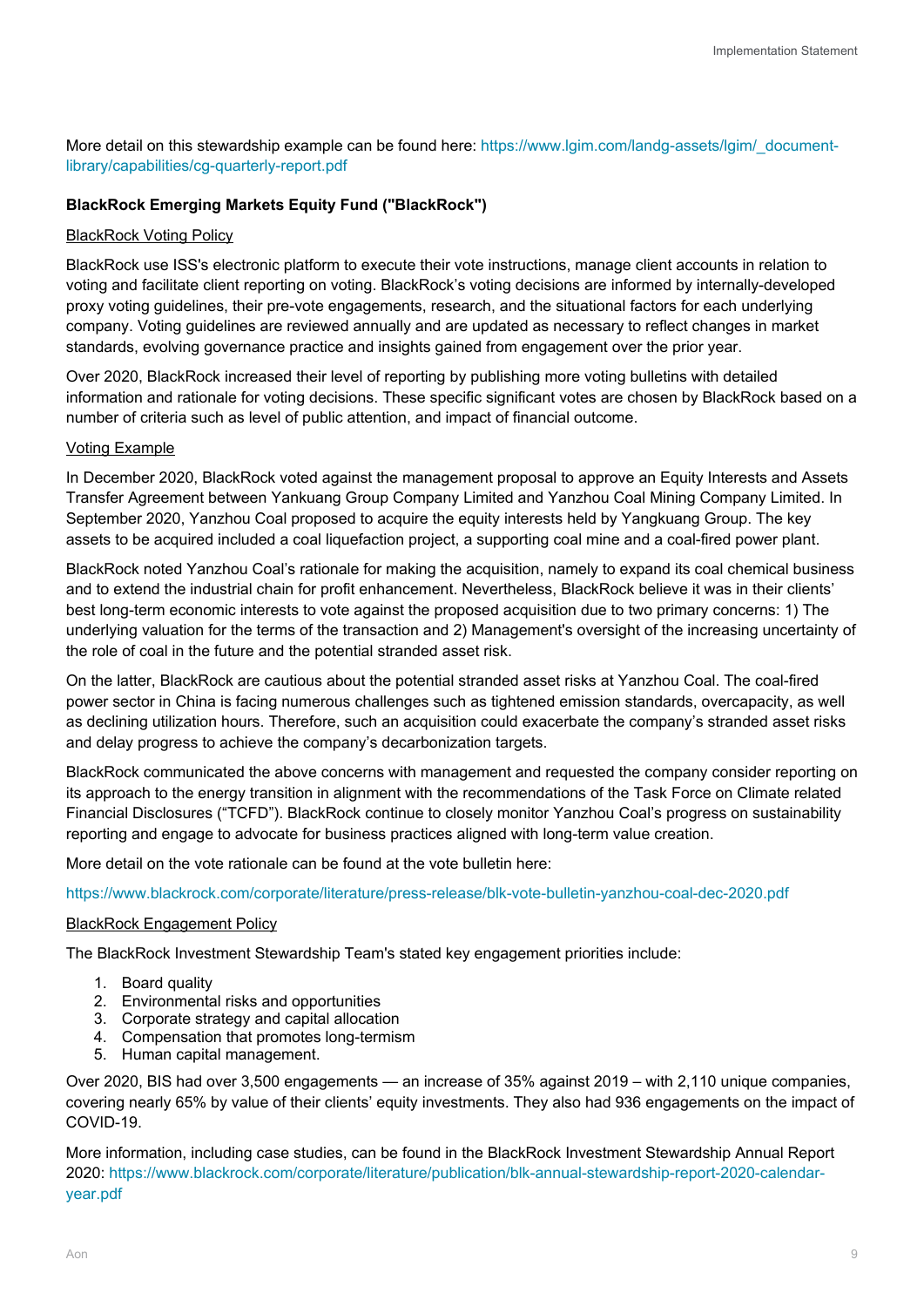More detail on this stewardship example can be found here: https://www.lgim.com/landg-assets/lgim/_document-library/capabilities/cg-quarterly-report.pdf

**BlackRock Emerging Markets Equity Fund ("BlackRock")**

BlackRock Voting Policy

BlackRock use ISS's electronic platform to execute their vote instructions, manage client accounts in relation to voting and facilitate client reporting on voting. BlackRock's voting decisions are informed by internally-developed proxy voting guidelines, their pre-vote engagements, research, and the situational factors for each underlying company. Voting guidelines are reviewed annually and are updated as necessary to reflect changes in market standards, evolving governance practice and insights gained from engagement over the prior year.

Over 2020, BlackRock increased their level of reporting by publishing more voting bulletins with detailed information and rationale for voting decisions. These specific significant votes are chosen by BlackRock based on a number of criteria such as level of public attention, and impact of financial outcome.

Voting Example

In December 2020, BlackRock voted against the management proposal to approve an Equity Interests and Assets Transfer Agreement between Yankuang Group Company Limited and Yanzhou Coal Mining Company Limited. In September 2020, Yanzhou Coal proposed to acquire the equity interests held by Yangkuang Group. The key assets to be acquired included a coal liquefaction project, a supporting coal mine and a coal-fired power plant.

BlackRock noted Yanzhou Coal's rationale for making the acquisition, namely to expand its coal chemical business and to extend the industrial chain for profit enhancement. Nevertheless, BlackRock believe it was in their clients' best long-term economic interests to vote against the proposed acquisition due to two primary concerns: 1) The underlying valuation for the terms of the transaction and 2) Management's oversight of the increasing uncertainty of the role of coal in the future and the potential stranded asset risk.

On the latter, BlackRock are cautious about the potential stranded asset risks at Yanzhou Coal. The coal-fired power sector in China is facing numerous challenges such as tightened emission standards, overcapacity, as well as declining utilization hours. Therefore, such an acquisition could exacerbate the company's stranded asset risks and delay progress to achieve the company's decarbonization targets.

BlackRock communicated the above concerns with management and requested the company consider reporting on its approach to the energy transition in alignment with the recommendations of the Task Force on Climate related Financial Disclosures ("TCFD"). BlackRock continue to closely monitor Yanzhou Coal's progress on sustainability reporting and engage to advocate for business practices aligned with long-term value creation.

More detail on the vote rationale can be found at the vote bulletin here:

https://www.blackrock.com/corporate/literature/press-release/blk-vote-bulletin-yanzhou-coal-dec-2020.pdf

BlackRock Engagement Policy

The BlackRock Investment Stewardship Team's stated key engagement priorities include:

1. Board quality
2. Environmental risks and opportunities
3. Corporate strategy and capital allocation
4. Compensation that promotes long-termism
5. Human capital management.

Over 2020, BIS had over 3,500 engagements — an increase of 35% against 2019 – with 2,110 unique companies, covering nearly 65% by value of their clients' equity investments. They also had 936 engagements on the impact of COVID-19.

More information, including case studies, can be found in the BlackRock Investment Stewardship Annual Report 2020: https://www.blackrock.com/corporate/literature/publication/blk-annual-stewardship-report-2020-calendar-year.pdf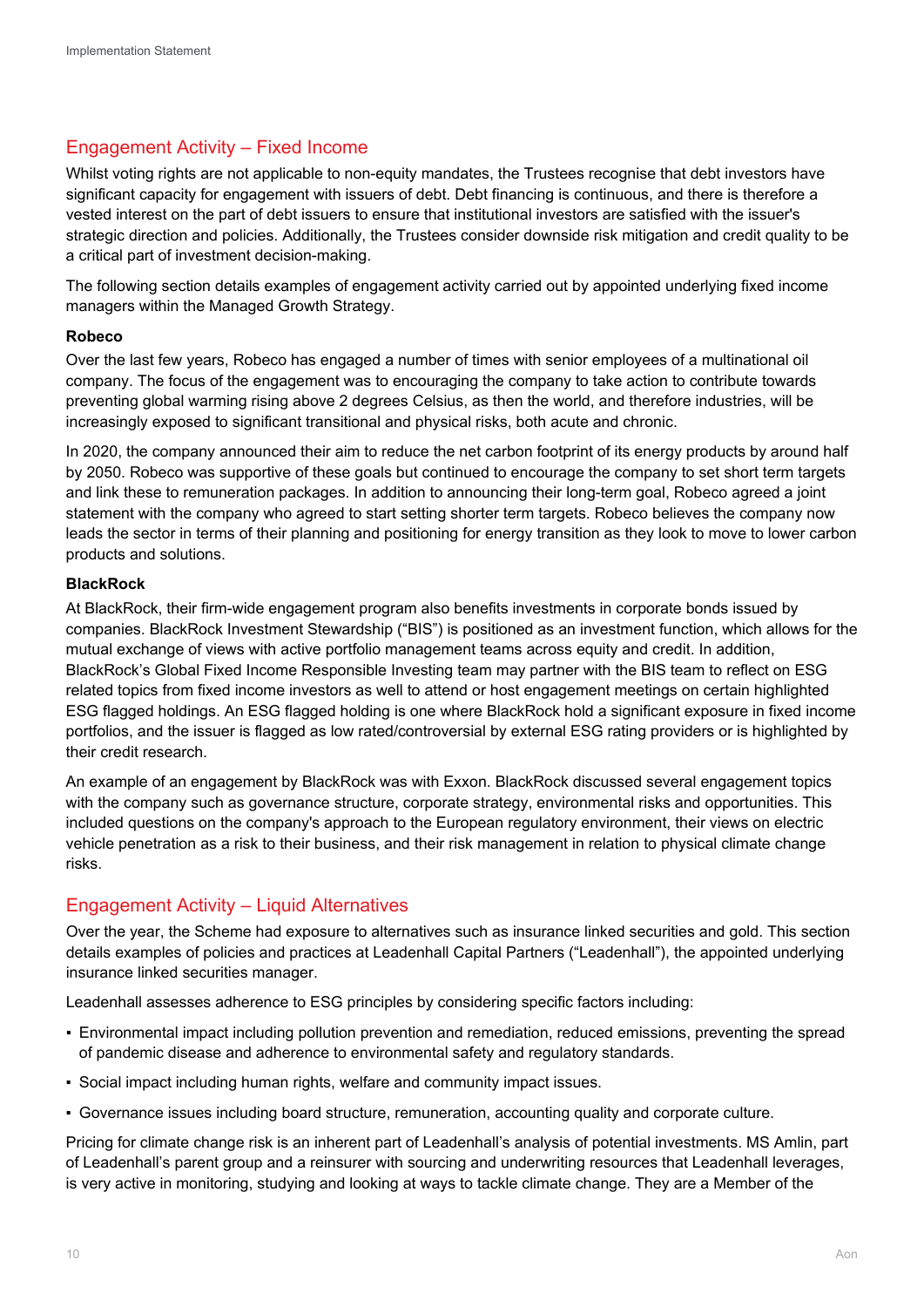## Engagement Activity – Fixed Income

Whilst voting rights are not applicable to non-equity mandates, the Trustees recognise that debt investors have significant capacity for engagement with issuers of debt. Debt financing is continuous, and there is therefore a vested interest on the part of debt issuers to ensure that institutional investors are satisfied with the issuer's strategic direction and policies. Additionally, the Trustees consider downside risk mitigation and credit quality to be a critical part of investment decision-making.

The following section details examples of engagement activity carried out by appointed underlying fixed income managers within the Managed Growth Strategy.

**Robeco**

Over the last few years, Robeco has engaged a number of times with senior employees of a multinational oil company. The focus of the engagement was to encouraging the company to take action to contribute towards preventing global warming rising above 2 degrees Celsius, as then the world, and therefore industries, will be increasingly exposed to significant transitional and physical risks, both acute and chronic.

In 2020, the company announced their aim to reduce the net carbon footprint of its energy products by around half by 2050. Robeco was supportive of these goals but continued to encourage the company to set short term targets and link these to remuneration packages. In addition to announcing their long-term goal, Robeco agreed a joint statement with the company who agreed to start setting shorter term targets. Robeco believes the company now leads the sector in terms of their planning and positioning for energy transition as they look to move to lower carbon products and solutions.

**BlackRock**

At BlackRock, their firm-wide engagement program also benefits investments in corporate bonds issued by companies. BlackRock Investment Stewardship ("BIS") is positioned as an investment function, which allows for the mutual exchange of views with active portfolio management teams across equity and credit. In addition, BlackRock's Global Fixed Income Responsible Investing team may partner with the BIS team to reflect on ESG related topics from fixed income investors as well to attend or host engagement meetings on certain highlighted ESG flagged holdings. An ESG flagged holding is one where BlackRock hold a significant exposure in fixed income portfolios, and the issuer is flagged as low rated/controversial by external ESG rating providers or is highlighted by their credit research.

An example of an engagement by BlackRock was with Exxon. BlackRock discussed several engagement topics with the company such as governance structure, corporate strategy, environmental risks and opportunities. This included questions on the company's approach to the European regulatory environment, their views on electric vehicle penetration as a risk to their business, and their risk management in relation to physical climate change risks.

## Engagement Activity – Liquid Alternatives

Over the year, the Scheme had exposure to alternatives such as insurance linked securities and gold. This section details examples of policies and practices at Leadenhall Capital Partners ("Leadenhall"), the appointed underlying insurance linked securities manager.

Leadenhall assesses adherence to ESG principles by considering specific factors including:

- Environmental impact including pollution prevention and remediation, reduced emissions, preventing the spread of pandemic disease and adherence to environmental safety and regulatory standards.
- Social impact including human rights, welfare and community impact issues.
- Governance issues including board structure, remuneration, accounting quality and corporate culture.

Pricing for climate change risk is an inherent part of Leadenhall's analysis of potential investments. MS Amlin, part of Leadenhall's parent group and a reinsurer with sourcing and underwriting resources that Leadenhall leverages, is very active in monitoring, studying and looking at ways to tackle climate change. They are a Member of the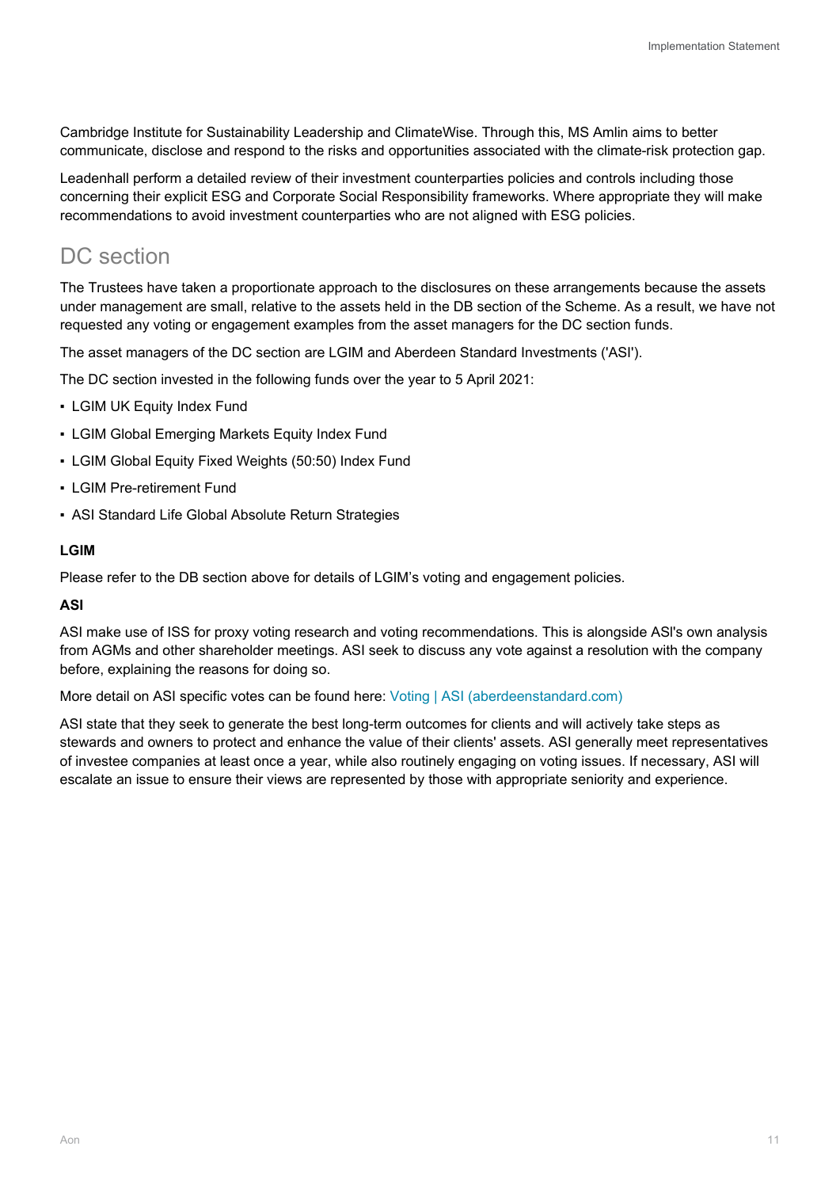Cambridge Institute for Sustainability Leadership and ClimateWise. Through this, MS Amlin aims to better communicate, disclose and respond to the risks and opportunities associated with the climate-risk protection gap.

Leadenhall perform a detailed review of their investment counterparties policies and controls including those concerning their explicit ESG and Corporate Social Responsibility frameworks. Where appropriate they will make recommendations to avoid investment counterparties who are not aligned with ESG policies.

## DC section

The Trustees have taken a proportionate approach to the disclosures on these arrangements because the assets under management are small, relative to the assets held in the DB section of the Scheme. As a result, we have not requested any voting or engagement examples from the asset managers for the DC section funds.

The asset managers of the DC section are LGIM and Aberdeen Standard Investments ('ASI').

The DC section invested in the following funds over the year to 5 April 2021:

- LGIM UK Equity Index Fund
- LGIM Global Emerging Markets Equity Index Fund
- LGIM Global Equity Fixed Weights (50:50) Index Fund
- LGIM Pre-retirement Fund
- ASI Standard Life Global Absolute Return Strategies

**LGIM**

Please refer to the DB section above for details of LGIM's voting and engagement policies.

**ASI**

ASI make use of ISS for proxy voting research and voting recommendations. This is alongside ASI's own analysis from AGMs and other shareholder meetings. ASI seek to discuss any vote against a resolution with the company before, explaining the reasons for doing so.

More detail on ASI specific votes can be found here: Voting | ASI (aberdeenstandard.com)

ASI state that they seek to generate the best long-term outcomes for clients and will actively take steps as stewards and owners to protect and enhance the value of their clients' assets. ASI generally meet representatives of investee companies at least once a year, while also routinely engaging on voting issues. If necessary, ASI will escalate an issue to ensure their views are represented by those with appropriate seniority and experience.